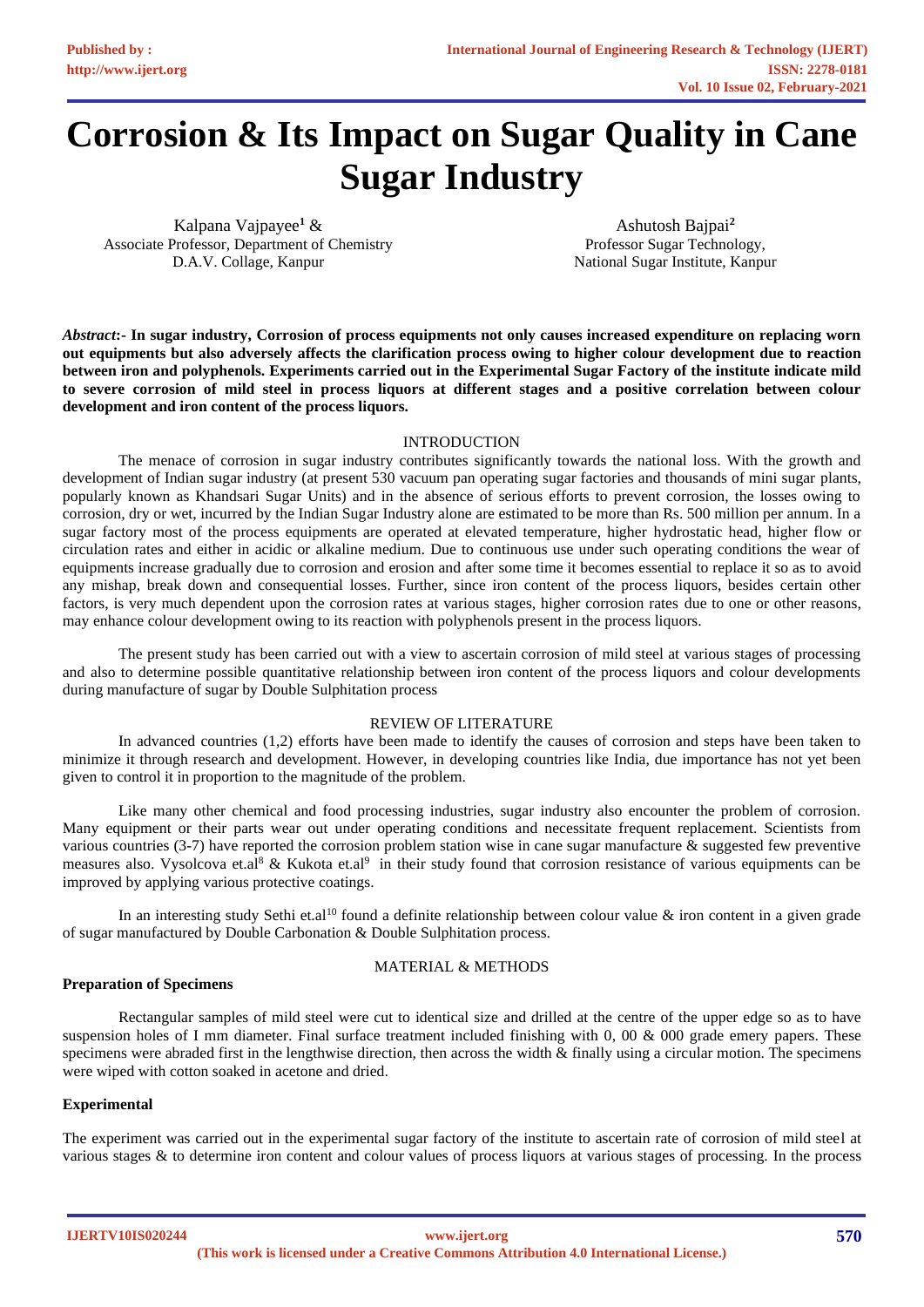# Corrosion & Its Impact on Sugar Quality in Cane Sugar Industry

Kalpana Vajpayee[1] &
Associate Professor, Department of Chemistry
D.A.V. Collage, Kanpur

Ashutosh Bajpai[2]
Professor Sugar Technology,
National Sugar Institute, Kanpur

***Abstract*:- In sugar industry, Corrosion of process equipments not only causes increased expenditure on replacing worn out equipments but also adversely affects the clarification process owing to higher colour development due to reaction between iron and polyphenols. Experiments carried out in the Experimental Sugar Factory of the institute indicate mild to severe corrosion of mild steel in process liquors at different stages and a positive correlation between colour development and iron content of the process liquors.**

## INTRODUCTION

The menace of corrosion in sugar industry contributes significantly towards the national loss. With the growth and development of Indian sugar industry (at present 530 vacuum pan operating sugar factories and thousands of mini sugar plants, popularly known as Khandsari Sugar Units) and in the absence of serious efforts to prevent corrosion, the losses owing to corrosion, dry or wet, incurred by the Indian Sugar Industry alone are estimated to be more than Rs. 500 million per annum. In a sugar factory most of the process equipments are operated at elevated temperature, higher hydrostatic head, higher flow or circulation rates and either in acidic or alkaline medium. Due to continuous use under such operating conditions the wear of equipments increase gradually due to corrosion and erosion and after some time it becomes essential to replace it so as to avoid any mishap, break down and consequential losses. Further, since iron content of the process liquors, besides certain other factors, is very much dependent upon the corrosion rates at various stages, higher corrosion rates due to one or other reasons, may enhance colour development owing to its reaction with polyphenols present in the process liquors.

The present study has been carried out with a view to ascertain corrosion of mild steel at various stages of processing and also to determine possible quantitative relationship between iron content of the process liquors and colour developments during manufacture of sugar by Double Sulphitation process

## REVIEW OF LITERATURE

In advanced countries (1,2) efforts have been made to identify the causes of corrosion and steps have been taken to minimize it through research and development. However, in developing countries like India, due importance has not yet been given to control it in proportion to the magnitude of the problem.

Like many other chemical and food processing industries, sugar industry also encounter the problem of corrosion. Many equipment or their parts wear out under operating conditions and necessitate frequent replacement. Scientists from various countries (3-7) have reported the corrosion problem station wise in cane sugar manufacture & suggested few preventive measures also. Vysolcova et.al[8] & Kukota et.al[9] in their study found that corrosion resistance of various equipments can be improved by applying various protective coatings.

In an interesting study Sethi et.al[10] found a definite relationship between colour value & iron content in a given grade of sugar manufactured by Double Carbonation & Double Sulphitation process.

## MATERIAL & METHODS

### Preparation of Specimens

Rectangular samples of mild steel were cut to identical size and drilled at the centre of the upper edge so as to have suspension holes of I mm diameter. Final surface treatment included finishing with 0, 00 & 000 grade emery papers. These specimens were abraded first in the lengthwise direction, then across the width & finally using a circular motion. The specimens were wiped with cotton soaked in acetone and dried.

### Experimental

The experiment was carried out in the experimental sugar factory of the institute to ascertain rate of corrosion of mild steel at various stages & to determine iron content and colour values of process liquors at various stages of processing. In the process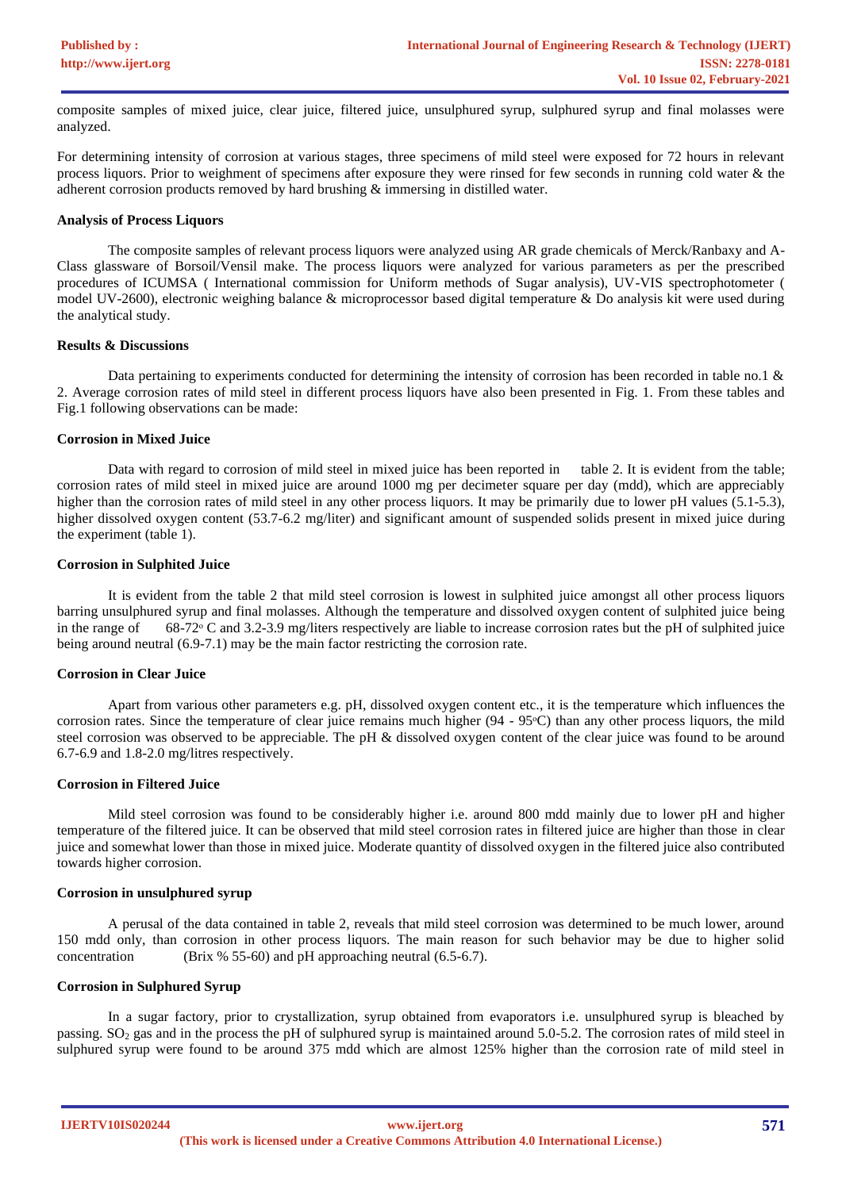composite samples of mixed juice, clear juice, filtered juice, unsulphured syrup, sulphured syrup and final molasses were analyzed.

For determining intensity of corrosion at various stages, three specimens of mild steel were exposed for 72 hours in relevant process liquors. Prior to weighment of specimens after exposure they were rinsed for few seconds in running cold water & the adherent corrosion products removed by hard brushing & immersing in distilled water.

**Analysis of Process Liquors**

The composite samples of relevant process liquors were analyzed using AR grade chemicals of Merck/Ranbaxy and A-Class glassware of Borsoil/Vensil make. The process liquors were analyzed for various parameters as per the prescribed procedures of ICUMSA ( International commission for Uniform methods of Sugar analysis), UV-VIS spectrophotometer ( model UV-2600), electronic weighing balance & microprocessor based digital temperature & Do analysis kit were used during the analytical study.

**Results & Discussions**

Data pertaining to experiments conducted for determining the intensity of corrosion has been recorded in table no.1 & 2. Average corrosion rates of mild steel in different process liquors have also been presented in Fig. 1. From these tables and Fig.1 following observations can be made:

**Corrosion in Mixed Juice**

Data with regard to corrosion of mild steel in mixed juice has been reported in table 2. It is evident from the table; corrosion rates of mild steel in mixed juice are around 1000 mg per decimeter square per day (mdd), which are appreciably higher than the corrosion rates of mild steel in any other process liquors. It may be primarily due to lower pH values (5.1-5.3), higher dissolved oxygen content (53.7-6.2 mg/liter) and significant amount of suspended solids present in mixed juice during the experiment (table 1).

**Corrosion in Sulphited Juice**

It is evident from the table 2 that mild steel corrosion is lowest in sulphited juice amongst all other process liquors barring unsulphured syrup and final molasses. Although the temperature and dissolved oxygen content of sulphited juice being in the range of 68-72° C and 3.2-3.9 mg/liters respectively are liable to increase corrosion rates but the pH of sulphited juice being around neutral (6.9-7.1) may be the main factor restricting the corrosion rate.

**Corrosion in Clear Juice**

Apart from various other parameters e.g. pH, dissolved oxygen content etc., it is the temperature which influences the corrosion rates. Since the temperature of clear juice remains much higher (94 - 95°C) than any other process liquors, the mild steel corrosion was observed to be appreciable. The pH & dissolved oxygen content of the clear juice was found to be around 6.7-6.9 and 1.8-2.0 mg/litres respectively.

**Corrosion in Filtered Juice**

Mild steel corrosion was found to be considerably higher i.e. around 800 mdd mainly due to lower pH and higher temperature of the filtered juice. It can be observed that mild steel corrosion rates in filtered juice are higher than those in clear juice and somewhat lower than those in mixed juice. Moderate quantity of dissolved oxygen in the filtered juice also contributed towards higher corrosion.

**Corrosion in unsulphured syrup**

A perusal of the data contained in table 2, reveals that mild steel corrosion was determined to be much lower, around 150 mdd only, than corrosion in other process liquors. The main reason for such behavior may be due to higher solid concentration (Brix % 55-60) and pH approaching neutral (6.5-6.7).

**Corrosion in Sulphured Syrup**

In a sugar factory, prior to crystallization, syrup obtained from evaporators i.e. unsulphured syrup is bleached by passing. $SO_2$ gas and in the process the pH of sulphured syrup is maintained around 5.0-5.2. The corrosion rates of mild steel in sulphured syrup were found to be around 375 mdd which are almost 125% higher than the corrosion rate of mild steel in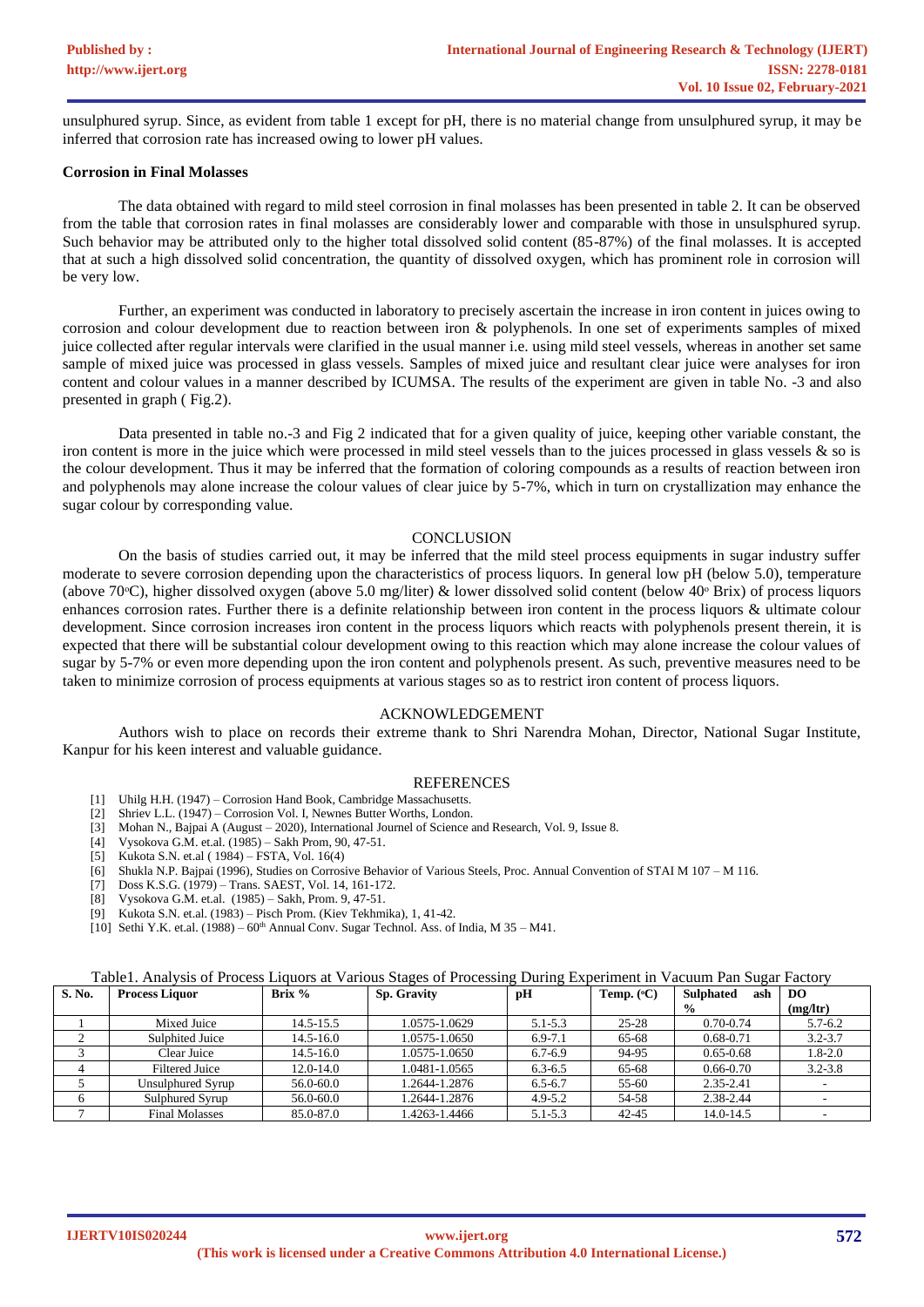unsulphured syrup. Since, as evident from table 1 except for pH, there is no material change from unsulphured syrup, it may be inferred that corrosion rate has increased owing to lower pH values.

**Corrosion in Final Molasses**

The data obtained with regard to mild steel corrosion in final molasses has been presented in table 2. It can be observed from the table that corrosion rates in final molasses are considerably lower and comparable with those in unsulphured syrup. Such behavior may be attributed only to the higher total dissolved solid content (85-87%) of the final molasses. It is accepted that at such a high dissolved solid concentration, the quantity of dissolved oxygen, which has prominent role in corrosion will be very low.

Further, an experiment was conducted in laboratory to precisely ascertain the increase in iron content in juices owing to corrosion and colour development due to reaction between iron & polyphenols. In one set of experiments samples of mixed juice collected after regular intervals were clarified in the usual manner i.e. using mild steel vessels, whereas in another set same sample of mixed juice was processed in glass vessels. Samples of mixed juice and resultant clear juice were analyses for iron content and colour values in a manner described by ICUMSA. The results of the experiment are given in table No. -3 and also presented in graph ( Fig.2).

Data presented in table no.-3 and Fig 2 indicated that for a given quality of juice, keeping other variable constant, the iron content is more in the juice which were processed in mild steel vessels than to the juices processed in glass vessels & so is the colour development. Thus it may be inferred that the formation of coloring compounds as a results of reaction between iron and polyphenols may alone increase the colour values of clear juice by 5-7%, which in turn on crystallization may enhance the sugar colour by corresponding value.

## CONCLUSION

On the basis of studies carried out, it may be inferred that the mild steel process equipments in sugar industry suffer moderate to severe corrosion depending upon the characteristics of process liquors. In general low pH (below 5.0), temperature (above 70°C), higher dissolved oxygen (above 5.0 mg/liter) & lower dissolved solid content (below 40° Brix) of process liquors enhances corrosion rates. Further there is a definite relationship between iron content in the process liquors & ultimate colour development. Since corrosion increases iron content in the process liquors which reacts with polyphenols present therein, it is expected that there will be substantial colour development owing to this reaction which may alone increase the colour values of sugar by 5-7% or even more depending upon the iron content and polyphenols present. As such, preventive measures need to be taken to minimize corrosion of process equipments at various stages so as to restrict iron content of process liquors.

## ACKNOWLEDGEMENT

Authors wish to place on records their extreme thank to Shri Narendra Mohan, Director, National Sugar Institute, Kanpur for his keen interest and valuable guidance.

## REFERENCES

[1] Uhilg H.H. (1947) – Corrosion Hand Book, Cambridge Massachusetts.
[2] Shriev L.L. (1947) – Corrosion Vol. I, Newnes Butter Worths, London.
[3] Mohan N., Bajpai A (August – 2020), International Journel of Science and Research, Vol. 9, Issue 8.
[4] Vysokova G.M. et.al. (1985) – Sakh Prom, 90, 47-51.
[5] Kukota S.N. et.al ( 1984) – FSTA, Vol. 16(4)
[6] Shukla N.P. Bajpai (1996), Studies on Corrosive Behavior of Various Steels, Proc. Annual Convention of STAI M 107 – M 116.
[7] Doss K.S.G. (1979) – Trans. SAEST, Vol. 14, 161-172.
[8] Vysokova G.M. et.al. (1985) – Sakh, Prom. 9, 47-51.
[9] Kukota S.N. et.al. (1983) – Pisch Prom. (Kiev Tekhmika), 1, 41-42.
[10] Sethi Y.K. et.al. (1988) – 60th Annual Conv. Sugar Technol. Ass. of India, M 35 – M41.

Table1. Analysis of Process Liquors at Various Stages of Processing During Experiment in Vacuum Pan Sugar Factory

| S. No. | Process Liquor | Brix % | Sp. Gravity | pH | Temp. (°C) | Sulphated ash % | DO (mg/ltr) |
|---|---|---|---|---|---|---|---|
| 1 | Mixed Juice | 14.5-15.5 | 1.0575-1.0629 | 5.1-5.3 | 25-28 | 0.70-0.74 | 5.7-6.2 |
| 2 | Sulphited Juice | 14.5-16.0 | 1.0575-1.0650 | 6.9-7.1 | 65-68 | 0.68-0.71 | 3.2-3.7 |
| 3 | Clear Juice | 14.5-16.0 | 1.0575-1.0650 | 6.7-6.9 | 94-95 | 0.65-0.68 | 1.8-2.0 |
| 4 | Filtered Juice | 12.0-14.0 | 1.0481-1.0565 | 6.3-6.5 | 65-68 | 0.66-0.70 | 3.2-3.8 |
| 5 | Unsulphured Syrup | 56.0-60.0 | 1.2644-1.2876 | 6.5-6.7 | 55-60 | 2.35-2.41 | - |
| 6 | Sulphured Syrup | 56.0-60.0 | 1.2644-1.2876 | 4.9-5.2 | 54-58 | 2.38-2.44 | - |
| 7 | Final Molasses | 85.0-87.0 | 1.4263-1.4466 | 5.1-5.3 | 42-45 | 14.0-14.5 | - |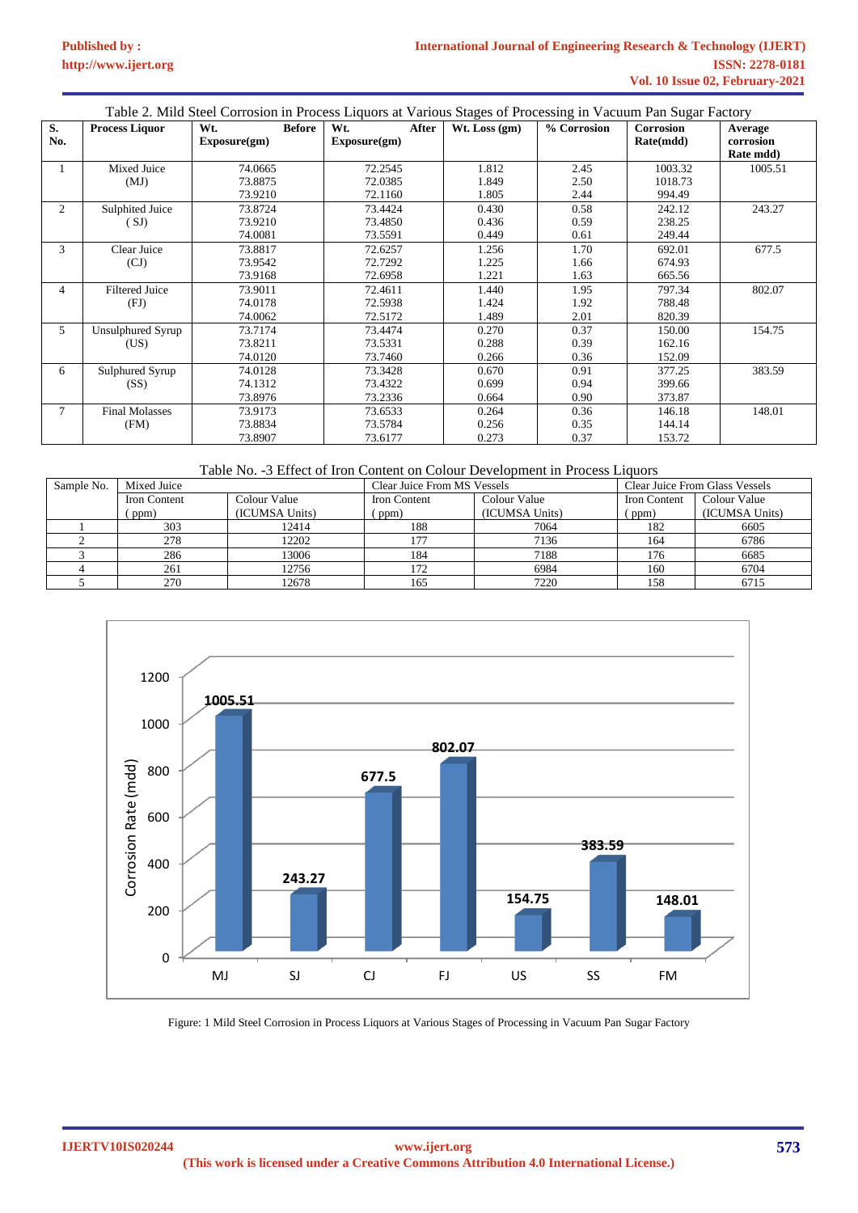Table 2. Mild Steel Corrosion in Process Liquors at Various Stages of Processing in Vacuum Pan Sugar Factory

| S. No. | Process Liquor | Wt. Before Exposure(gm) | Wt. After Exposure(gm) | Wt. Loss (gm) | % Corrosion | Corrosion Rate(mdd) | Average corrosion Rate mdd) |
|---|---|---|---|---|---|---|---|
| 1 | Mixed Juice (MJ) | 74.0665<br>73.8875<br>73.9210 | 72.2545<br>72.0385<br>72.1160 | 1.812<br>1.849<br>1.805 | 2.45<br>2.50<br>2.44 | 1003.32<br>1018.73<br>994.49 | 1005.51 |
| 2 | Sulphited Juice ( SJ) | 73.8724<br>73.9210<br>74.0081 | 73.4424<br>73.4850<br>73.5591 | 0.430<br>0.436<br>0.449 | 0.58<br>0.59<br>0.61 | 242.12<br>238.25<br>249.44 | 243.27 |
| 3 | Clear Juice (CJ) | 73.8817<br>73.9542<br>73.9168 | 72.6257<br>72.7292<br>72.6958 | 1.256<br>1.225<br>1.221 | 1.70<br>1.66<br>1.63 | 692.01<br>674.93<br>665.56 | 677.5 |
| 4 | Filtered Juice (FJ) | 73.9011<br>74.0178<br>74.0062 | 72.4611<br>72.5938<br>72.5172 | 1.440<br>1.424<br>1.489 | 1.95<br>1.92<br>2.01 | 797.34<br>788.48<br>820.39 | 802.07 |
| 5 | Unsulphured Syrup (US) | 73.7174<br>73.8211<br>74.0120 | 73.4474<br>73.5331<br>73.7460 | 0.270<br>0.288<br>0.266 | 0.37<br>0.39<br>0.36 | 150.00<br>162.16<br>152.09 | 154.75 |
| 6 | Sulphured Syrup (SS) | 74.0128<br>74.1312<br>73.8976 | 73.3428<br>73.4322<br>73.2336 | 0.670<br>0.699<br>0.664 | 0.91<br>0.94<br>0.90 | 377.25<br>399.66<br>373.87 | 383.59 |
| 7 | Final Molasses (FM) | 73.9173<br>73.8834<br>73.8907 | 73.6533<br>73.5784<br>73.6177 | 0.264<br>0.256<br>0.273 | 0.36<br>0.35<br>0.37 | 146.18<br>144.14<br>153.72 | 148.01 |

Table No. -3 Effect of Iron Content on Colour Development in Process Liquors

| Sample No. | Mixed Juice | | Clear Juice From MS Vessels | | Clear Juice From Glass Vessels | |
|---|---|---|---|---|---|---|
| | Iron Content ( ppm) | Colour Value (ICUMSA Units) | Iron Content ( ppm) | Colour Value (ICUMSA Units) | Iron Content ( ppm) | Colour Value (ICUMSA Units) |
| 1 | 303 | 12414 | 188 | 7064 | 182 | 6605 |
| 2 | 278 | 12202 | 177 | 7136 | 164 | 6786 |
| 3 | 286 | 13006 | 184 | 7188 | 176 | 6685 |
| 4 | 261 | 12756 | 172 | 6984 | 160 | 6704 |
| 5 | 270 | 12678 | 165 | 7220 | 158 | 6715 |

Figure: 1 Mild Steel Corrosion in Process Liquors at Various Stages of Processing in Vacuum Pan Sugar Factory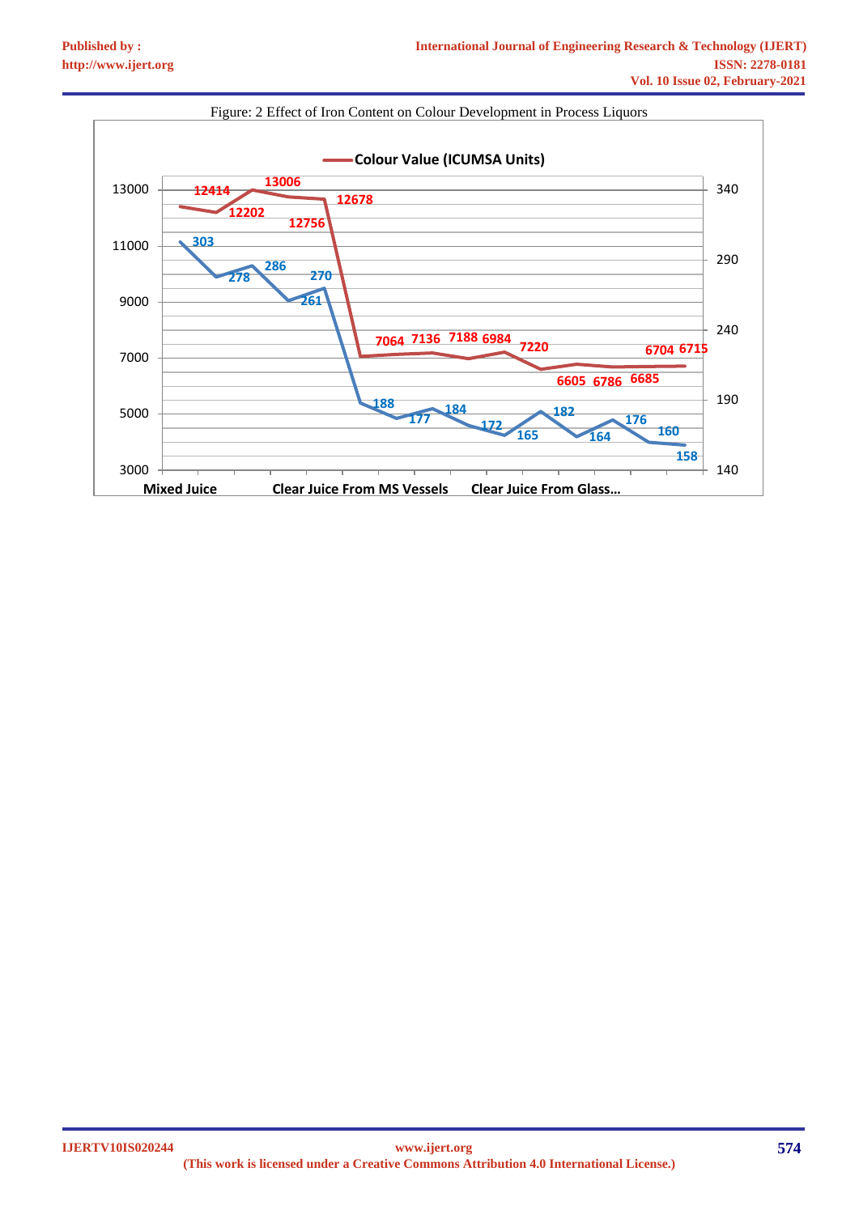Figure: 2 Effect of Iron Content on Colour Development in Process Liquors

Colour Value (ICUMSA Units)

13000
11000
9000
7000
5000
3000

340
290
240
190
140

12414 12202 13006 12756 12678 7064 7136 7188 6984 7220 6605 6786 6685 6704 6715

303 278 286 261 270 188 177 184 172 165 182 164 176 160 158

Mixed Juice Clear Juice From MS Vessels Clear Juice From Glass...